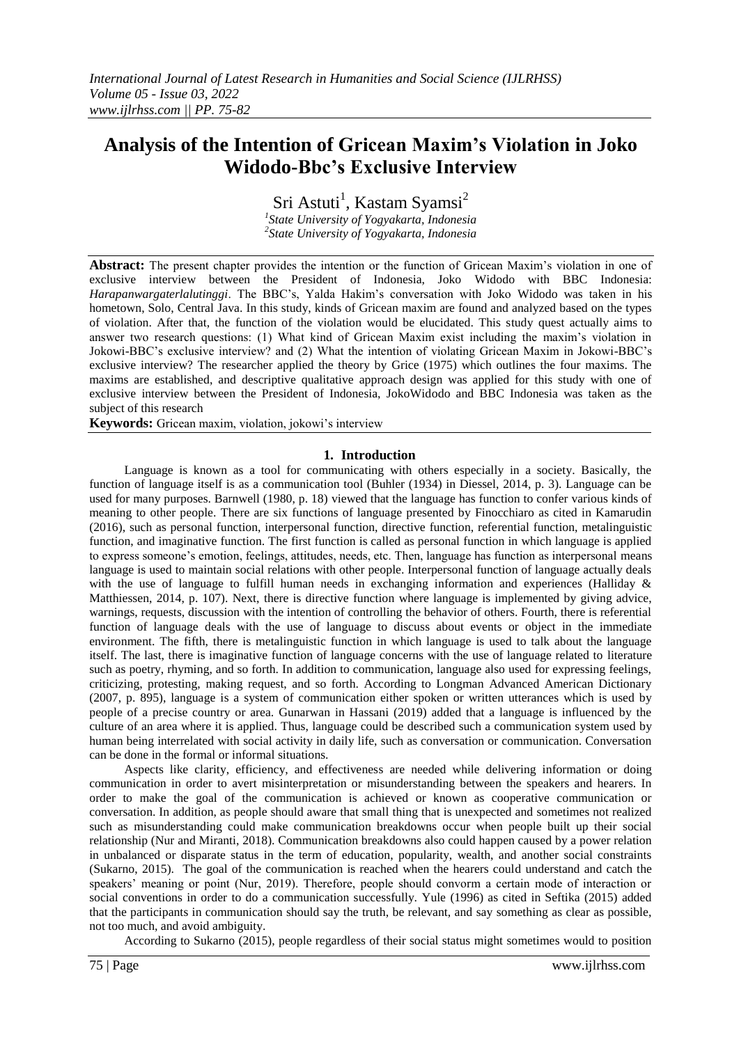# Analysis of the Intention of Gricean Maxim's Violation in Joko Widodo-Bbc's Exclusive Interview

Sri Astuti[1], Kastam Syamsi[2]

[1]State University of Yogyakarta, Indonesia
[2]State University of Yogyakarta, Indonesia

**Abstract:** The present chapter provides the intention or the function of Gricean Maxim's violation in one of exclusive interview between the President of Indonesia, Joko Widodo with BBC Indonesia: *Harapanwargaterlalutinggi*. The BBC's, Yalda Hakim's conversation with Joko Widodo was taken in his hometown, Solo, Central Java. In this study, kinds of Gricean maxim are found and analyzed based on the types of violation. After that, the function of the violation would be elucidated. This study quest actually aims to answer two research questions: (1) What kind of Gricean Maxim exist including the maxim's violation in Jokowi-BBC's exclusive interview? and (2) What the intention of violating Gricean Maxim in Jokowi-BBC's exclusive interview? The researcher applied the theory by Grice (1975) which outlines the four maxims. The maxims are established, and descriptive qualitative approach design was applied for this study with one of exclusive interview between the President of Indonesia, JokoWidodo and BBC Indonesia was taken as the subject of this research

**Keywords:** Gricean maxim, violation, jokowi's interview

## 1. Introduction

Language is known as a tool for communicating with others especially in a society. Basically, the function of language itself is as a communication tool (Buhler (1934) in Diessel, 2014, p. 3). Language can be used for many purposes. Barnwell (1980, p. 18) viewed that the language has function to confer various kinds of meaning to other people. There are six functions of language presented by Finocchiaro as cited in Kamarudin (2016), such as personal function, interpersonal function, directive function, referential function, metalinguistic function, and imaginative function. The first function is called as personal function in which language is applied to express someone's emotion, feelings, attitudes, needs, etc. Then, language has function as interpersonal means language is used to maintain social relations with other people. Interpersonal function of language actually deals with the use of language to fulfill human needs in exchanging information and experiences (Halliday & Matthiessen, 2014, p. 107). Next, there is directive function where language is implemented by giving advice, warnings, requests, discussion with the intention of controlling the behavior of others. Fourth, there is referential function of language deals with the use of language to discuss about events or object in the immediate environment. The fifth, there is metalinguistic function in which language is used to talk about the language itself. The last, there is imaginative function of language concerns with the use of language related to literature such as poetry, rhyming, and so forth. In addition to communication, language also used for expressing feelings, criticizing, protesting, making request, and so forth. According to Longman Advanced American Dictionary (2007, p. 895), language is a system of communication either spoken or written utterances which is used by people of a precise country or area. Gunarwan in Hassani (2019) added that a language is influenced by the culture of an area where it is applied. Thus, language could be described such a communication system used by human being interrelated with social activity in daily life, such as conversation or communication. Conversation can be done in the formal or informal situations.

Aspects like clarity, efficiency, and effectiveness are needed while delivering information or doing communication in order to avert misinterpretation or misunderstanding between the speakers and hearers. In order to make the goal of the communication is achieved or known as cooperative communication or conversation. In addition, as people should aware that small thing that is unexpected and sometimes not realized such as misunderstanding could make communication breakdowns occur when people built up their social relationship (Nur and Miranti, 2018). Communication breakdowns also could happen caused by a power relation in unbalanced or disparate status in the term of education, popularity, wealth, and another social constraints (Sukarno, 2015). The goal of the communication is reached when the hearers could understand and catch the speakers' meaning or point (Nur, 2019). Therefore, people should convorm a certain mode of interaction or social conventions in order to do a communication successfully. Yule (1996) as cited in Seftika (2015) added that the participants in communication should say the truth, be relevant, and say something as clear as possible, not too much, and avoid ambiguity.

According to Sukarno (2015), people regardless of their social status might sometimes would to position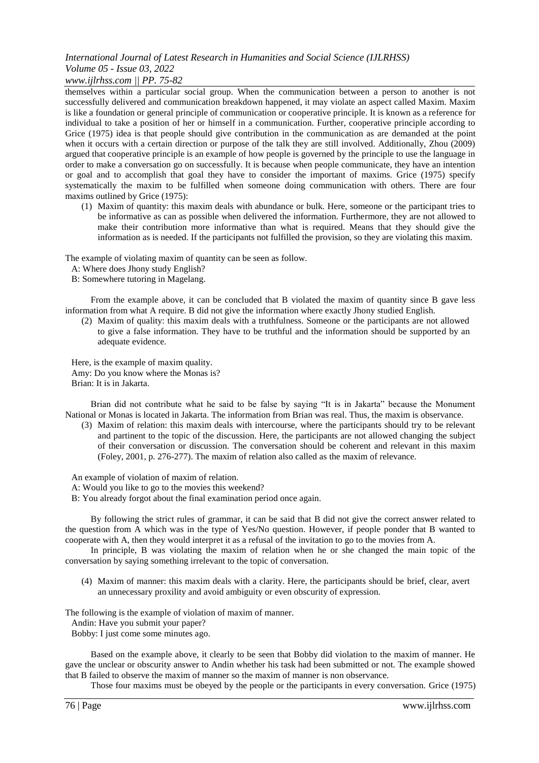themselves within a particular social group. When the communication between a person to another is not successfully delivered and communication breakdown happened, it may violate an aspect called Maxim. Maxim is like a foundation or general principle of communication or cooperative principle. It is known as a reference for individual to take a position of her or himself in a communication. Further, cooperative principle according to Grice (1975) idea is that people should give contribution in the communication as are demanded at the point when it occurs with a certain direction or purpose of the talk they are still involved. Additionally, Zhou (2009) argued that cooperative principle is an example of how people is governed by the principle to use the language in order to make a conversation go on successfully. It is because when people communicate, they have an intention or goal and to accomplish that goal they have to consider the important of maxims. Grice (1975) specify systematically the maxim to be fulfilled when someone doing communication with others. There are four maxims outlined by Grice (1975):

(1) Maxim of quantity: this maxim deals with abundance or bulk. Here, someone or the participant tries to be informative as can as possible when delivered the information. Furthermore, they are not allowed to make their contribution more informative than what is required. Means that they should give the information as is needed. If the participants not fulfilled the provision, so they are violating this maxim.

The example of violating maxim of quantity can be seen as follow.

A: Where does Jhony study English?
B: Somewhere tutoring in Magelang.

From the example above, it can be concluded that B violated the maxim of quantity since B gave less information from what A require. B did not give the information where exactly Jhony studied English.

(2) Maxim of quality: this maxim deals with a truthfulness. Someone or the participants are not allowed to give a false information. They have to be truthful and the information should be supported by an adequate evidence.

Here, is the example of maxim quality.
Amy: Do you know where the Monas is?
Brian: It is in Jakarta.

Brian did not contribute what he said to be false by saying "It is in Jakarta" because the Monument National or Monas is located in Jakarta. The information from Brian was real. Thus, the maxim is observance.

(3) Maxim of relation: this maxim deals with intercourse, where the participants should try to be relevant and partinent to the topic of the discussion. Here, the participants are not allowed changing the subject of their conversation or discussion. The conversation should be coherent and relevant in this maxim (Foley, 2001, p. 276-277). The maxim of relation also called as the maxim of relevance.

An example of violation of maxim of relation.
A: Would you like to go to the movies this weekend?
B: You already forgot about the final examination period once again.

By following the strict rules of grammar, it can be said that B did not give the correct answer related to the question from A which was in the type of Yes/No question. However, if people ponder that B wanted to cooperate with A, then they would interpret it as a refusal of the invitation to go to the movies from A.

In principle, B was violating the maxim of relation when he or she changed the main topic of the conversation by saying something irrelevant to the topic of conversation.

(4) Maxim of manner: this maxim deals with a clarity. Here, the participants should be brief, clear, avert an unnecessary proxility and avoid ambiguity or even obscurity of expression.

The following is the example of violation of maxim of manner.
Andin: Have you submit your paper?
Bobby: I just come some minutes ago.

Based on the example above, it clearly to be seen that Bobby did violation to the maxim of manner. He gave the unclear or obscurity answer to Andin whether his task had been submitted or not. The example showed that B failed to observe the maxim of manner so the maxim of manner is non observance.

Those four maxims must be obeyed by the people or the participants in every conversation. Grice (1975)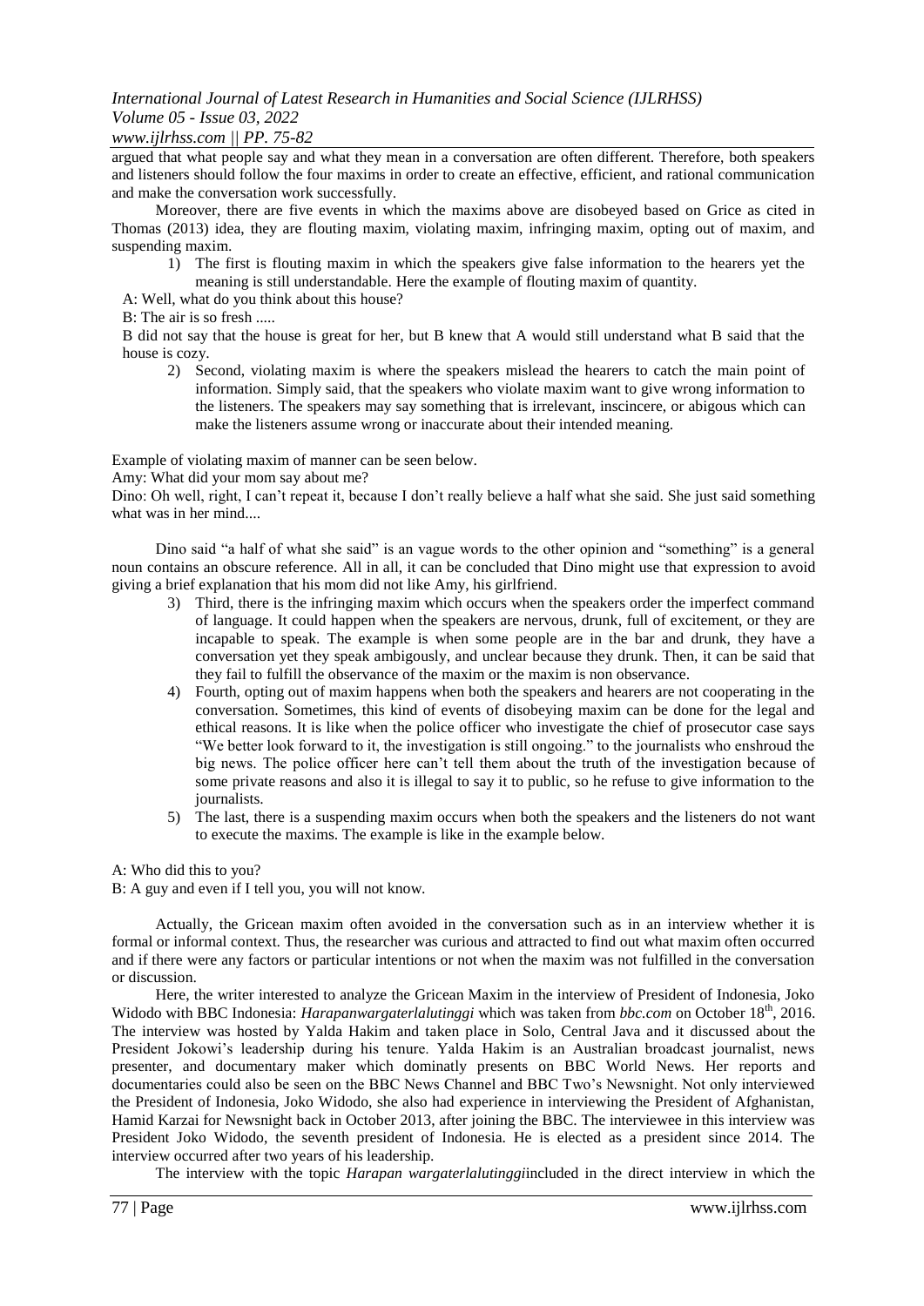argued that what people say and what they mean in a conversation are often different. Therefore, both speakers and listeners should follow the four maxims in order to create an effective, efficient, and rational communication and make the conversation work successfully.

Moreover, there are five events in which the maxims above are disobeyed based on Grice as cited in Thomas (2013) idea, they are flouting maxim, violating maxim, infringing maxim, opting out of maxim, and suspending maxim.

1) The first is flouting maxim in which the speakers give false information to the hearers yet the meaning is still understandable. Here the example of flouting maxim of quantity.

A: Well, what do you think about this house?

B: The air is so fresh .....

B did not say that the house is great for her, but B knew that A would still understand what B said that the house is cozy.

2) Second, violating maxim is where the speakers mislead the hearers to catch the main point of information. Simply said, that the speakers who violate maxim want to give wrong information to the listeners. The speakers may say something that is irrelevant, inscincere, or abigous which can make the listeners assume wrong or inaccurate about their intended meaning.

Example of violating maxim of manner can be seen below.

Amy: What did your mom say about me?

Dino: Oh well, right, I can't repeat it, because I don't really believe a half what she said. She just said something what was in her mind....

Dino said "a half of what she said" is an vague words to the other opinion and "something" is a general noun contains an obscure reference. All in all, it can be concluded that Dino might use that expression to avoid giving a brief explanation that his mom did not like Amy, his girlfriend.

3) Third, there is the infringing maxim which occurs when the speakers order the imperfect command of language. It could happen when the speakers are nervous, drunk, full of excitement, or they are incapable to speak. The example is when some people are in the bar and drunk, they have a conversation yet they speak ambiguously, and unclear because they drunk. Then, it can be said that they fail to fulfill the observance of the maxim or the maxim is non observance.

4) Fourth, opting out of maxim happens when both the speakers and hearers are not cooperating in the conversation. Sometimes, this kind of events of disobeying maxim can be done for the legal and ethical reasons. It is like when the police officer who investigate the chief of prosecutor case says "We better look forward to it, the investigation is still ongoing." to the journalists who enshroud the big news. The police officer here can't tell them about the truth of the investigation because of some private reasons and also it is illegal to say it to public, so he refuse to give information to the journalists.

5) The last, there is a suspending maxim occurs when both the speakers and the listeners do not want to execute the maxims. The example is like in the example below.

A: Who did this to you?

B: A guy and even if I tell you, you will not know.

Actually, the Gricean maxim often avoided in the conversation such as in an interview whether it is formal or informal context. Thus, the researcher was curious and attracted to find out what maxim often occurred and if there were any factors or particular intentions or not when the maxim was not fulfilled in the conversation or discussion.

Here, the writer interested to analyze the Gricean Maxim in the interview of President of Indonesia, Joko Widodo with BBC Indonesia: *Harapanwargaterlalutinggi* which was taken from *bbc.com* on October 18th, 2016. The interview was hosted by Yalda Hakim and taken place in Solo, Central Java and it discussed about the President Jokowi's leadership during his tenure. Yalda Hakim is an Australian broadcast journalist, news presenter, and documentary maker which dominatly presents on BBC World News. Her reports and documentaries could also be seen on the BBC News Channel and BBC Two's Newsnight. Not only interviewed the President of Indonesia, Joko Widodo, she also had experience in interviewing the President of Afghanistan, Hamid Karzai for Newsnight back in October 2013, after joining the BBC. The interviewee in this interview was President Joko Widodo, the seventh president of Indonesia. He is elected as a president since 2014. The interview occurred after two years of his leadership.

The interview with the topic *Harapan wargaterlalutinggi*included in the direct interview in which the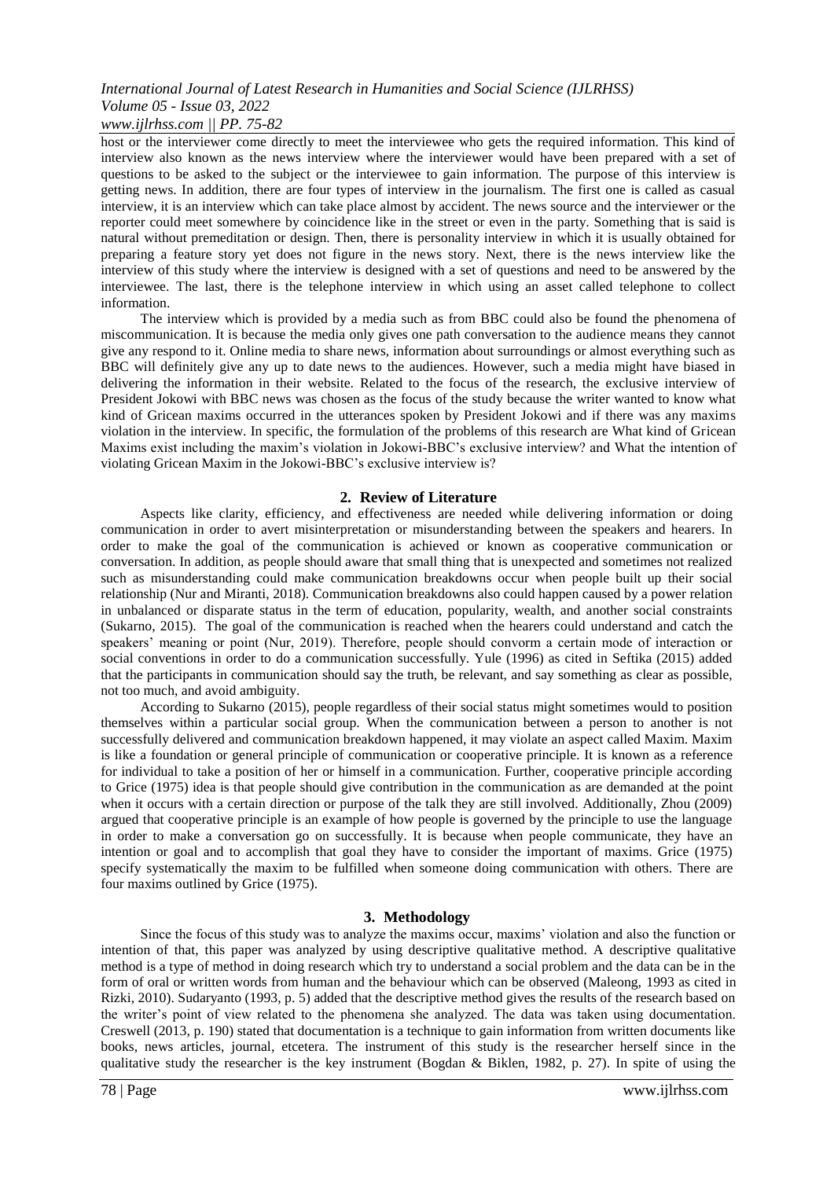host or the interviewer come directly to meet the interviewee who gets the required information. This kind of interview also known as the news interview where the interviewer would have been prepared with a set of questions to be asked to the subject or the interviewee to gain information. The purpose of this interview is getting news. In addition, there are four types of interview in the journalism. The first one is called as casual interview, it is an interview which can take place almost by accident. The news source and the interviewer or the reporter could meet somewhere by coincidence like in the street or even in the party. Something that is said is natural without premeditation or design. Then, there is personality interview in which it is usually obtained for preparing a feature story yet does not figure in the news story. Next, there is the news interview like the interview of this study where the interview is designed with a set of questions and need to be answered by the interviewee. The last, there is the telephone interview in which using an asset called telephone to collect information.

The interview which is provided by a media such as from BBC could also be found the phenomena of miscommunication. It is because the media only gives one path conversation to the audience means they cannot give any respond to it. Online media to share news, information about surroundings or almost everything such as BBC will definitely give any up to date news to the audiences. However, such a media might have biased in delivering the information in their website. Related to the focus of the research, the exclusive interview of President Jokowi with BBC news was chosen as the focus of the study because the writer wanted to know what kind of Gricean maxims occurred in the utterances spoken by President Jokowi and if there was any maxims violation in the interview. In specific, the formulation of the problems of this research are What kind of Gricean Maxims exist including the maxim's violation in Jokowi-BBC's exclusive interview? and What the intention of violating Gricean Maxim in the Jokowi-BBC's exclusive interview is?

## 2. Review of Literature

Aspects like clarity, efficiency, and effectiveness are needed while delivering information or doing communication in order to avert misinterpretation or misunderstanding between the speakers and hearers. In order to make the goal of the communication is achieved or known as cooperative communication or conversation. In addition, as people should aware that small thing that is unexpected and sometimes not realized such as misunderstanding could make communication breakdowns occur when people built up their social relationship (Nur and Miranti, 2018). Communication breakdowns also could happen caused by a power relation in unbalanced or disparate status in the term of education, popularity, wealth, and another social constraints (Sukarno, 2015). The goal of the communication is reached when the hearers could understand and catch the speakers' meaning or point (Nur, 2019). Therefore, people should convorm a certain mode of interaction or social conventions in order to do a communication successfully. Yule (1996) as cited in Seftika (2015) added that the participants in communication should say the truth, be relevant, and say something as clear as possible, not too much, and avoid ambiguity.

According to Sukarno (2015), people regardless of their social status might sometimes would to position themselves within a particular social group. When the communication between a person to another is not successfully delivered and communication breakdown happened, it may violate an aspect called Maxim. Maxim is like a foundation or general principle of communication or cooperative principle. It is known as a reference for individual to take a position of her or himself in a communication. Further, cooperative principle according to Grice (1975) idea is that people should give contribution in the communication as are demanded at the point when it occurs with a certain direction or purpose of the talk they are still involved. Additionally, Zhou (2009) argued that cooperative principle is an example of how people is governed by the principle to use the language in order to make a conversation go on successfully. It is because when people communicate, they have an intention or goal and to accomplish that goal they have to consider the important of maxims. Grice (1975) specify systematically the maxim to be fulfilled when someone doing communication with others. There are four maxims outlined by Grice (1975).

## 3. Methodology

Since the focus of this study was to analyze the maxims occur, maxims' violation and also the function or intention of that, this paper was analyzed by using descriptive qualitative method. A descriptive qualitative method is a type of method in doing research which try to understand a social problem and the data can be in the form of oral or written words from human and the behaviour which can be observed (Maleong, 1993 as cited in Rizki, 2010). Sudaryanto (1993, p. 5) added that the descriptive method gives the results of the research based on the writer's point of view related to the phenomena she analyzed. The data was taken using documentation. Creswell (2013, p. 190) stated that documentation is a technique to gain information from written documents like books, news articles, journal, etcetera. The instrument of this study is the researcher herself since in the qualitative study the researcher is the key instrument (Bogdan & Biklen, 1982, p. 27). In spite of using the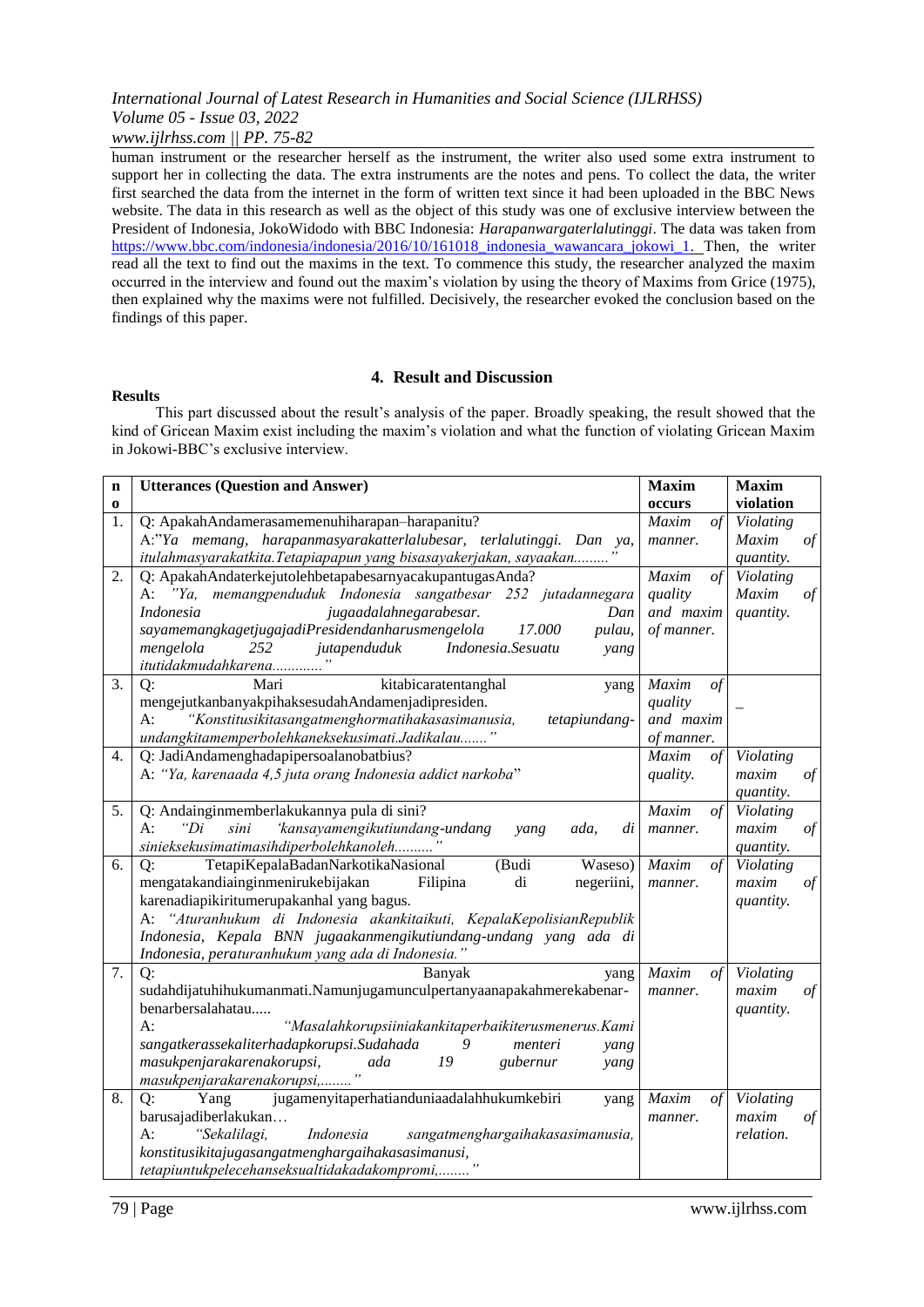human instrument or the researcher herself as the instrument, the writer also used some extra instrument to support her in collecting the data. The extra instruments are the notes and pens. To collect the data, the writer first searched the data from the internet in the form of written text since it had been uploaded in the BBC News website. The data in this research as well as the object of this study was one of exclusive interview between the President of Indonesia, JokoWidodo with BBC Indonesia: *Harapanwargaterlalutinggi*. The data was taken from https://www.bbc.com/indonesia/indonesia/2016/10/161018_indonesia_wawancara_jokowi_1. Then, the writer read all the text to find out the maxims in the text. To commence this study, the researcher analyzed the maxim occurred in the interview and found out the maxim's violation by using the theory of Maxims from Grice (1975), then explained why the maxims were not fulfilled. Decisively, the researcher evoked the conclusion based on the findings of this paper.

## 4. Result and Discussion

**Results**

This part discussed about the result's analysis of the paper. Broadly speaking, the result showed that the kind of Gricean Maxim exist including the maxim's violation and what the function of violating Gricean Maxim in Jokowi-BBC's exclusive interview.

| no | Utterances (Question and Answer) | Maxim occurs | Maxim violation |
|---|---|---|---|
| 1. | Q: ApakahAndamerasamemenuhiharapan–harapanitu?<br>A:*"Ya memang, harapanmasyarakatterlalubesar, terlalutinggi. Dan ya, itulahmasyarakatkita.Tetapiapapun yang bisasayakerjakan, sayaakan........."* | *Maxim of manner.* | *Violating Maxim of quantity.* |
| 2. | Q: ApakahAndaterkejutolehbetapabesarnyacakupantugasAnda?<br>A: *"Ya, memangpenduduk Indonesia sangatbesar 252 jutadannegara Indonesia jugaadalahnegarabesar. Dan sayamemangkagetjugajadiPresidendanharusmengelola 17.000 pulau, mengelola 252 jutapenduduk Indonesia.Sesuatu yang itutidakmudahkarena............"* | *Maxim of quality and maxim of manner.* | *Violating Maxim of quantity.* |
| 3. | Q: Mari kitabicaratentanghal yang mengejutkanbanyakpihaksesudahAndamenjadipresiden.<br>A: *"Konstitusikitasangatmenghormatihakasasimanusia, tetapiundang-undangkitamemperbolehkaneksekusimati.Jadikalau......."* | *Maxim of quality and maxim of manner.* | – |
| 4. | Q: JadiAndamenghadapipersoalanobatbius?<br>A: *"Ya, karenaada 4,5 juta orang Indonesia addict narkoba"* | *Maxim of quality.* | *Violating maxim of quantity.* |
| 5. | Q: Andainginmemberlakukannya pula di sini?<br>A: *"Di sini 'kansayamengikutiundang-undang yang ada, di sinieksekusimatimasihdiperbolehkanoleh.........."* | *Maxim of manner.* | *Violating maxim of quantity.* |
| 6. | Q: TetapiKepalaBadanNarkotikaNasional (Budi Waseso) mengatakandiainginmenirukebijakan Filipina di negeriini, karenadiapikiritumerupakanhal yang bagus.<br>A: *"Aturanhukum di Indonesia akankitaikuti, KepalaKepolisianRepublik Indonesia, Kepala BNN jugaakanmengikutiundang-undang yang ada di Indonesia, peraturanhukum yang ada di Indonesia."* | *Maxim of manner.* | *Violating maxim of quantity.* |
| 7. | Q: Banyak yang sudahdijatuhihukumanmati.Namunjugamunculpertanyaanapakahmerekabenar-benarbersalahatau.....<br>A: *"Masalahkorupsiiniakankitaperbaikiterusmenerus.Kami sangatkerassekaliterhadapkorupsi.Sudahada 9 menteri yang masukpenjarakarenakorupsi, ada 19 gubernur yang masukpenjarakarenakorupsi,........"* | *Maxim of manner.* | *Violating maxim of quantity.* |
| 8. | Q: Yang jugamenyitaperhatianduniaadalahhukumkebiri yang barusajadiberlakukan…<br>A: *"Sekalilagi, Indonesia sangatmenghargaihakasasimanusia, konstitusikitajugasangatmenghargaihakasasimanusi, tetapiuntukpelecehanseksualtidakadakompromi,........"* | *Maxim of manner.* | *Violating maxim of relation.* |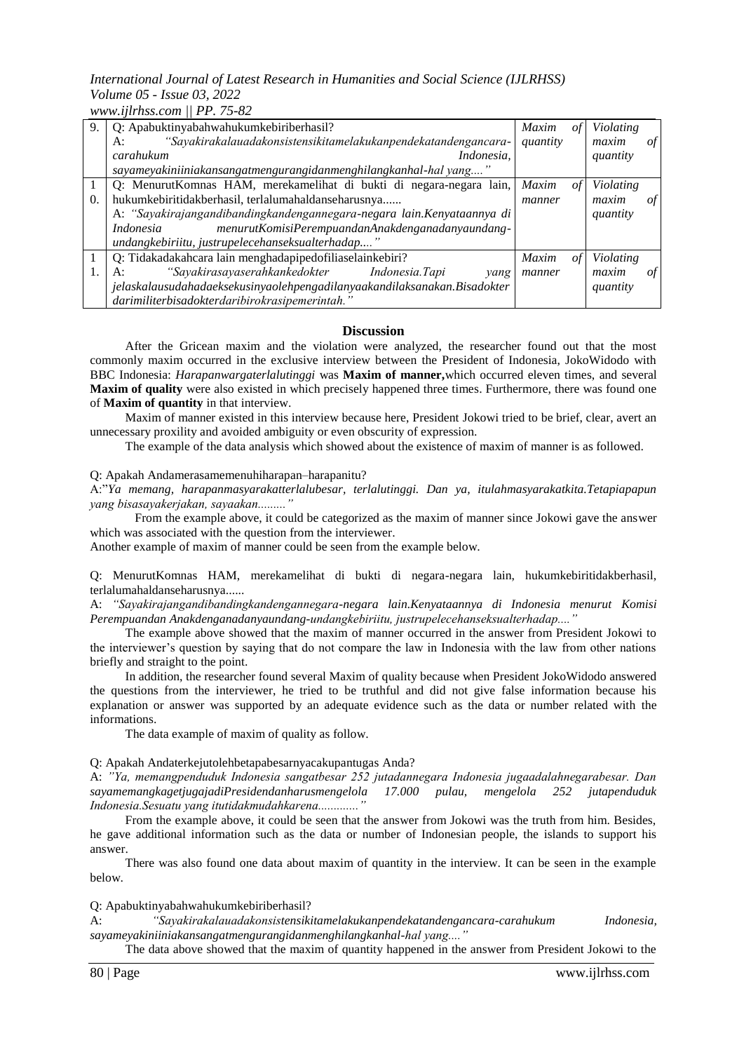| 9. | Q: Apabuktinyabahwahukumkebiriberhasil?<br>A: *"Sayakirakalauadakonsistensikitamelakukanpendekatandengancara-carahukum Indonesia, sayameyakiniiniakansangatmengurangidanmenghilangkanhal-hal yang...."* | *Maxim of quantity* | *Violating maxim of quantity* |
|---|---|---|---|
| 10. | Q: MenurutKomnas HAM, merekamelihat di bukti di negara-negara lain, hukumkebiritidakberhasil, terlalumahaldanseharusnya......<br>A: *"Sayakirajangandibandingkandengannegara-negara lain.Kenyataannya di Indonesia menurutKomisiPerempuandanAnakdenganadanyaundang-undangkebiriitu, justrupelecehanseksualterhadap...."* | *Maxim of manner* | *Violating maxim of quantity* |
| 11. | Q: Tidakadakahcara lain menghadapipedofiliaselainkebiri?<br>A: *"Sayakirasayaserahkankedokter Indonesia.Tapi yang jelaskalausudahadaeksekusinyaolehpengadilanyaakandilaksanakan.Bisadokter darimiliterbisadokterdaribirokrasipemerintah."* | *Maxim of manner* | *Violating maxim of quantity* |

## Discussion

After the Gricean maxim and the violation were analyzed, the researcher found out that the most commonly maxim occurred in the exclusive interview between the President of Indonesia, JokoWidodo with BBC Indonesia: *Harapanwargaterlalutinggi* was **Maxim of manner,** which occurred eleven times, and several **Maxim of quality** were also existed in which precisely happened three times. Furthermore, there was found one of **Maxim of quantity** in that interview.

Maxim of manner existed in this interview because here, President Jokowi tried to be brief, clear, avert an unnecessary proxility and avoided ambiguity or even obscurity of expression.

The example of the data analysis which showed about the existence of maxim of manner is as followed.

Q: Apakah Andamerasamemenuhiharapan–harapanitu?
A:"*Ya memang, harapanmasyarakatterlalubesar, terlalutinggi. Dan ya, itulahmasyarakatkita.Tetapiapapun yang bisasayakerjakan, sayaakan........."*

From the example above, it could be categorized as the maxim of manner since Jokowi gave the answer which was associated with the question from the interviewer.

Another example of maxim of manner could be seen from the example below.

Q: MenurutKomnas HAM, merekamelihat di bukti di negara-negara lain, hukumkebiritidakberhasil, terlalumahaldanseharusnya......
A: *"Sayakirajangandibandingkandengannegara-negara lain.Kenyataannya di Indonesia menurut Komisi Perempuandan Anakdenganadanyaundang-undangkebiriitu, justrupelecehanseksualterhadap...."*

The example above showed that the maxim of manner occurred in the answer from President Jokowi to the interviewer's question by saying that do not compare the law in Indonesia with the law from other nations briefly and straight to the point.

In addition, the researcher found several Maxim of quality because when President JokoWidodo answered the questions from the interviewer, he tried to be truthful and did not give false information because his explanation or answer was supported by an adequate evidence such as the data or number related with the informations.

The data example of maxim of quality as follow.

Q: Apakah Andaterkejutolehbetapabesarnyacakupantugas Anda?
A: *"Ya, memangpenduduk Indonesia sangatbesar 252 jutadannegara Indonesia jugaadalahnegarabesar. Dan sayamemangkagetjugajadiPresidendanharusmengelola 17.000 pulau, mengelola 252 jutapenduduk Indonesia.Sesuatu yang itutidakmudahkarena............"*

From the example above, it could be seen that the answer from Jokowi was the truth from him. Besides, he gave additional information such as the data or number of Indonesian people, the islands to support his answer.

There was also found one data about maxim of quantity in the interview. It can be seen in the example below.

Q: Apabuktinyabahwahukumkebiriberhasil?
A: *"Sayakirakalauadakonsistensikitamelakukanpendekatandengancara-carahukum Indonesia, sayameyakiniiniakansangatmengurangidanmenghilangkanhal-hal yang...."*

The data above showed that the maxim of quantity happened in the answer from President Jokowi to the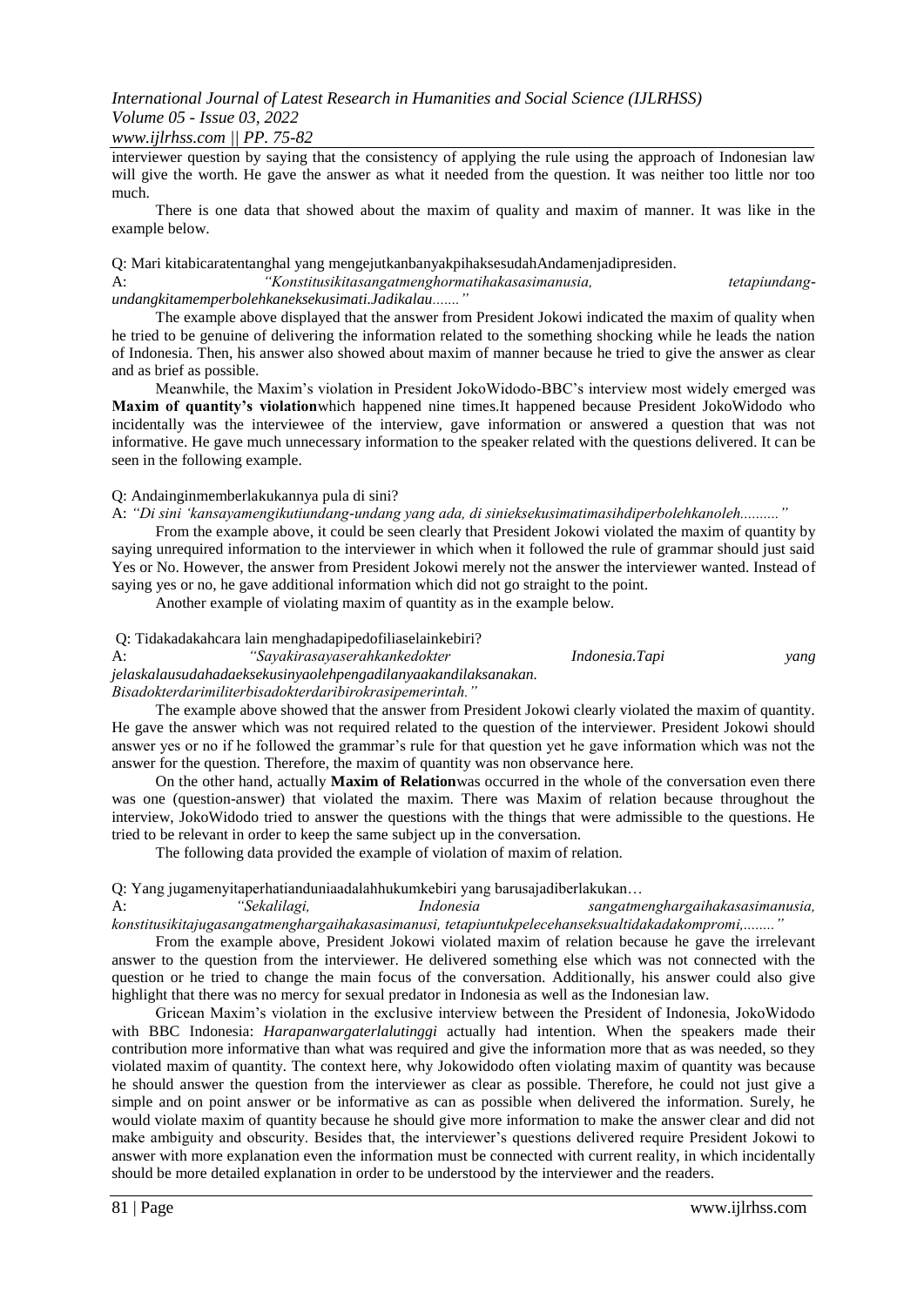interviewer question by saying that the consistency of applying the rule using the approach of Indonesian law will give the worth. He gave the answer as what it needed from the question. It was neither too little nor too much.

There is one data that showed about the maxim of quality and maxim of manner. It was like in the example below.

Q: Mari kitabicaratentanghal yang mengejutkanbanyakpihaksesudahAndamenjadipresiden.

A: *"Konstitusikitasangatmenghormatihakasasimanusia, tetapiundang-undangkitamemperbolehkaneksekusimati.Jadikalau......."*

The example above displayed that the answer from President Jokowi indicated the maxim of quality when he tried to be genuine of delivering the information related to the something shocking while he leads the nation of Indonesia. Then, his answer also showed about maxim of manner because he tried to give the answer as clear and as brief as possible.

Meanwhile, the Maxim's violation in President JokoWidodo-BBC's interview most widely emerged was **Maxim of quantity's violation**which happened nine times.It happened because President JokoWidodo who incidentally was the interviewee of the interview, gave information or answered a question that was not informative. He gave much unnecessary information to the speaker related with the questions delivered. It can be seen in the following example.

Q: Andainginmemberlakukannya pula di sini?

A: *"Di sini 'kansayamengikutiundang-undang yang ada, di sinieksekusimatimasihdiperbolehkanoleh.........."*

From the example above, it could be seen clearly that President Jokowi violated the maxim of quantity by saying unrequired information to the interviewer in which when it followed the rule of grammar should just said Yes or No. However, the answer from President Jokowi merely not the answer the interviewer wanted. Instead of saying yes or no, he gave additional information which did not go straight to the point.

Another example of violating maxim of quantity as in the example below.

Q: Tidakadakahcara lain menghadapipedofiliaselainkebiri?

A: *"Sayakirasayaserahkankedokter Indonesia.Tapi yang jelaskalausudahadaeksekusinyaolehpengadilanyaakandilaksanakan. Bisadokterdarimiliterbisadokterdaribirokrasipemerintah."*

The example above showed that the answer from President Jokowi clearly violated the maxim of quantity. He gave the answer which was not required related to the question of the interviewer. President Jokowi should answer yes or no if he followed the grammar's rule for that question yet he gave information which was not the answer for the question. Therefore, the maxim of quantity was non observance here.

On the other hand, actually **Maxim of Relation**was occurred in the whole of the conversation even there was one (question-answer) that violated the maxim. There was Maxim of relation because throughout the interview, JokoWidodo tried to answer the questions with the things that were admissible to the questions. He tried to be relevant in order to keep the same subject up in the conversation.

The following data provided the example of violation of maxim of relation.

Q: Yang jugamenyitaperhatianduniaadalahhukumkebiri yang barusajadiberlakukan…

A: *"Sekalilagi, Indonesia sangatmenghargaihakasasimanusia, konstitusikitajugasangatmenghargaihakasasimanusi, tetapiuntukpelecehanseksualtidakadakompromi,........"*

From the example above, President Jokowi violated maxim of relation because he gave the irrelevant answer to the question from the interviewer. He delivered something else which was not connected with the question or he tried to change the main focus of the conversation. Additionally, his answer could also give highlight that there was no mercy for sexual predator in Indonesia as well as the Indonesian law.

Gricean Maxim's violation in the exclusive interview between the President of Indonesia, JokoWidodo with BBC Indonesia: *Harapanwargaterlalutinggi* actually had intention. When the speakers made their contribution more informative than what was required and give the information more that as was needed, so they violated maxim of quantity. The context here, why Jokowidodo often violating maxim of quantity was because he should answer the question from the interviewer as clear as possible. Therefore, he could not just give a simple and on point answer or be informative as can as possible when delivered the information. Surely, he would violate maxim of quantity because he should give more information to make the answer clear and did not make ambiguity and obscurity. Besides that, the interviewer's questions delivered require President Jokowi to answer with more explanation even the information must be connected with current reality, in which incidentally should be more detailed explanation in order to be understood by the interviewer and the readers.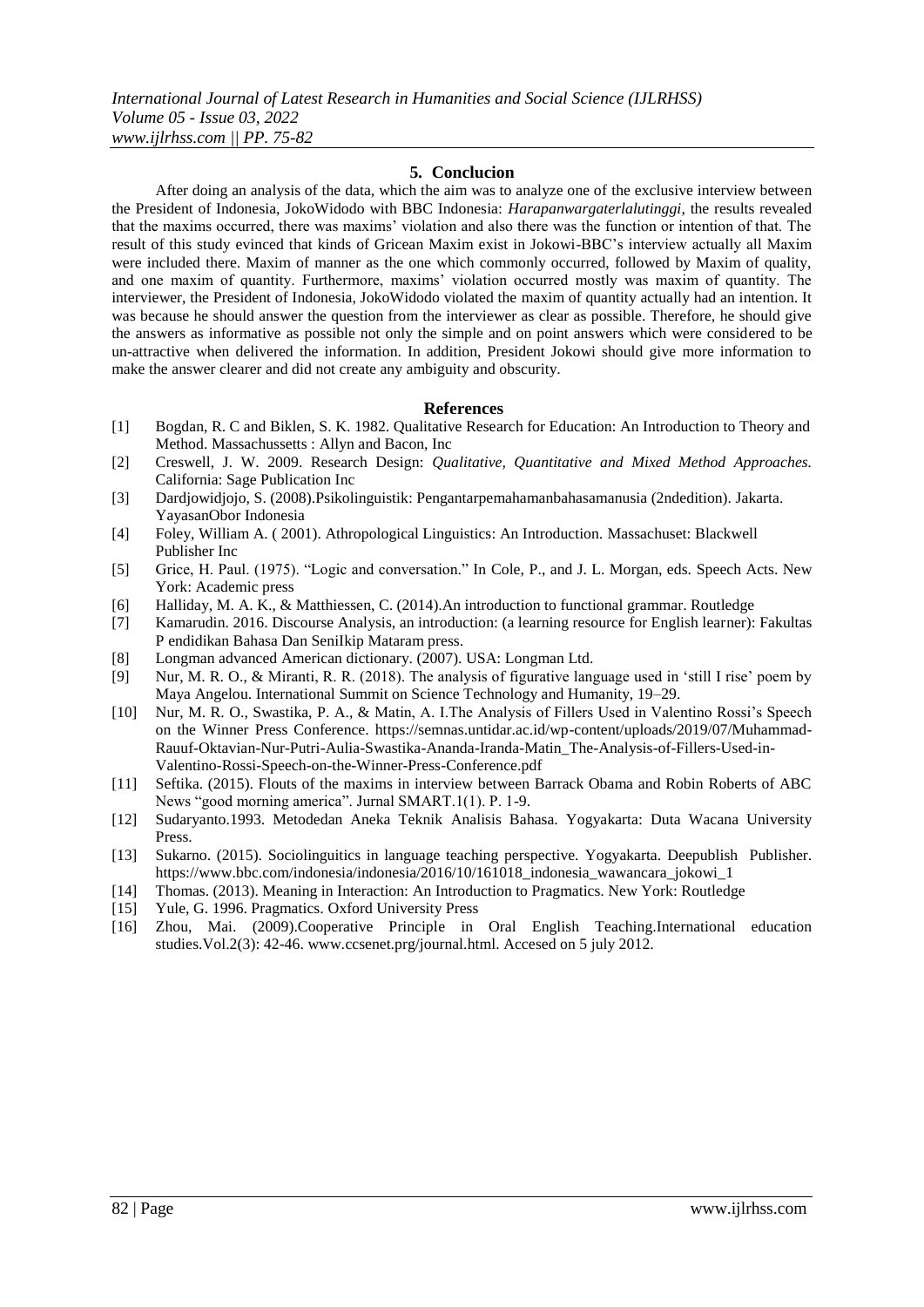## 5. Conclucion

After doing an analysis of the data, which the aim was to analyze one of the exclusive interview between the President of Indonesia, JokoWidodo with BBC Indonesia: *Harapanwargaterlalutinggi*, the results revealed that the maxims occurred, there was maxims' violation and also there was the function or intention of that. The result of this study evinced that kinds of Gricean Maxim exist in Jokowi-BBC's interview actually all Maxim were included there. Maxim of manner as the one which commonly occurred, followed by Maxim of quality, and one maxim of quantity. Furthermore, maxims' violation occurred mostly was maxim of quantity. The interviewer, the President of Indonesia, JokoWidodo violated the maxim of quantity actually had an intention. It was because he should answer the question from the interviewer as clear as possible. Therefore, he should give the answers as informative as possible not only the simple and on point answers which were considered to be un-attractive when delivered the information. In addition, President Jokowi should give more information to make the answer clearer and did not create any ambiguity and obscurity.

## References

[1] Bogdan, R. C and Biklen, S. K. 1982. Qualitative Research for Education: An Introduction to Theory and Method. Massachussetts : Allyn and Bacon, Inc

[2] Creswell, J. W. 2009. Research Design: *Qualitative, Quantitative and Mixed Method Approaches.* California: Sage Publication Inc

[3] Dardjowidjojo, S. (2008).Psikolinguistik: Pengantarpemahamanbahasamanusia (2ndedition). Jakarta. YayasanObor Indonesia

[4] Foley, William A. ( 2001). Athropological Linguistics: An Introduction. Massachuset: Blackwell Publisher Inc

[5] Grice, H. Paul. (1975). "Logic and conversation." In Cole, P., and J. L. Morgan, eds. Speech Acts. New York: Academic press

[6] Halliday, M. A. K., & Matthiessen, C. (2014).An introduction to functional grammar. Routledge

[7] Kamarudin. 2016. Discourse Analysis, an introduction: (a learning resource for English learner): Fakultas P endidikan Bahasa Dan SeniIkip Mataram press.

[8] Longman advanced American dictionary. (2007). USA: Longman Ltd.

[9] Nur, M. R. O., & Miranti, R. R. (2018). The analysis of figurative language used in 'still I rise' poem by Maya Angelou. International Summit on Science Technology and Humanity, 19–29.

[10] Nur, M. R. O., Swastika, P. A., & Matin, A. I.The Analysis of Fillers Used in Valentino Rossi's Speech on the Winner Press Conference. https://semnas.untidar.ac.id/wp-content/uploads/2019/07/Muhammad-Rauuf-Oktavian-Nur-Putri-Aulia-Swastika-Ananda-Iranda-Matin_The-Analysis-of-Fillers-Used-in-Valentino-Rossi-Speech-on-the-Winner-Press-Conference.pdf

[11] Seftika. (2015). Flouts of the maxims in interview between Barrack Obama and Robin Roberts of ABC News "good morning america". Jurnal SMART.1(1). P. 1-9.

[12] Sudaryanto.1993. Metodedan Aneka Teknik Analisis Bahasa. Yogyakarta: Duta Wacana University Press.

[13] Sukarno. (2015). Sociolinguitics in language teaching perspective. Yogyakarta. Deepublish Publisher. https://www.bbc.com/indonesia/indonesia/2016/10/161018_indonesia_wawancara_jokowi_1

[14] Thomas. (2013). Meaning in Interaction: An Introduction to Pragmatics. New York: Routledge

[15] Yule, G. 1996. Pragmatics. Oxford University Press

[16] Zhou, Mai. (2009).Cooperative Principle in Oral English Teaching.International education studies.Vol.2(3): 42-46. www.ccsenet.prg/journal.html. Accesed on 5 july 2012.